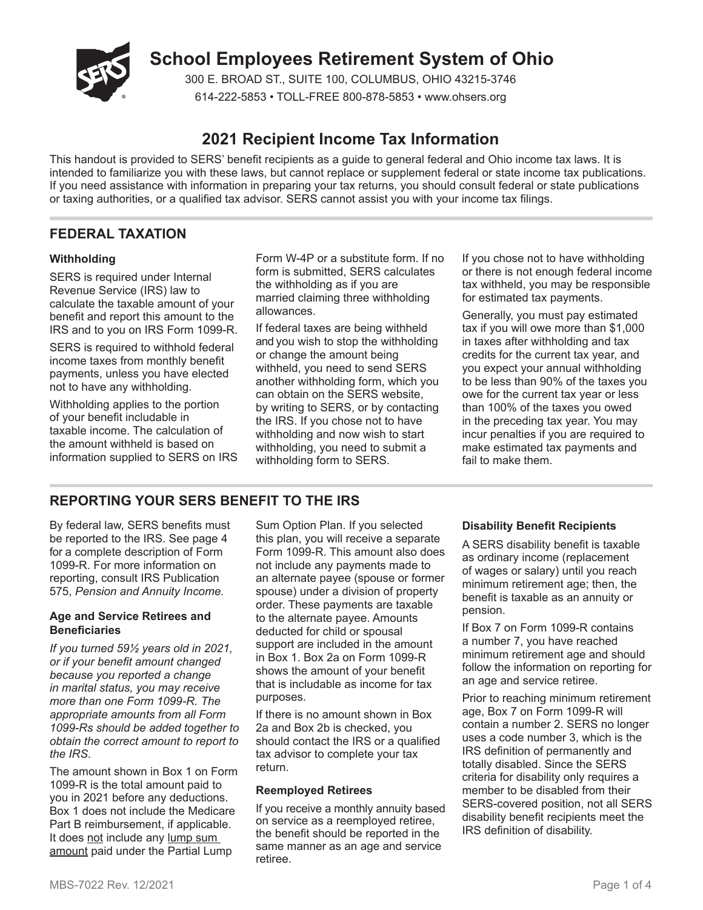# School Employees Retirement System of Ohio

300 E. BROAD ST., SUITE 100, COLUMBUS, OHIO 43215-3746

614-222-5853 • TOLL-FREE 800-878-5853 • www.ohsers.org

## 2021 Recipient Income Tax Information

This handout is provided to SERS' benefit recipients as a guide to general federal and Ohio income tax laws. It is intended to familiarize you with these laws, but cannot replace or supplement federal or state income tax publications. If you need assistance with information in preparing your tax returns, you should consult federal or state publications or taxing authorities, or a qualified tax advisor. SERS cannot assist you with your income tax filings.

## FEDERAL TAXATION

### Withholding

SERS is required under Internal Revenue Service (IRS) law to calculate the taxable amount of your benefit and report this amount to the IRS and to you on IRS Form 1099-R.

SERS is required to withhold federal income taxes from monthly benefit payments, unless you have elected not to have any withholding.

Withholding applies to the portion of your benefit includable in taxable income. The calculation of the amount withheld is based on information supplied to SERS on IRS Form W-4P or a substitute form. If no form is submitted, SERS calculates the withholding as if you are married claiming three withholding allowances.

If federal taxes are being withheld and you wish to stop the withholding or change the amount being withheld, you need to send SERS another withholding form, which you can obtain on the SERS website, by writing to SERS, or by contacting the IRS. If you chose not to have withholding and now wish to start withholding, you need to submit a withholding form to SERS.

If you chose not to have withholding or there is not enough federal income tax withheld, you may be responsible for estimated tax payments.

Generally, you must pay estimated tax if you will owe more than $1,000 in taxes after withholding and tax credits for the current tax year, and you expect your annual withholding to be less than 90% of the taxes you owe for the current tax year or less than 100% of the taxes you owed in the preceding tax year. You may incur penalties if you are required to make estimated tax payments and fail to make them.

## REPORTING YOUR SERS BENEFIT TO THE IRS

By federal law, SERS benefits must be reported to the IRS. See page 4 for a complete description of Form 1099-R. For more information on reporting, consult IRS Publication 575, *Pension and Annuity Income.*

### Age and Service Retirees and Beneficiaries

*If you turned 59½ years old in 2021, or if your benefit amount changed because you reported a change in marital status, you may receive more than one Form 1099-R. The appropriate amounts from all Form 1099-Rs should be added together to obtain the correct amount to report to the IRS.*

The amount shown in Box 1 on Form 1099-R is the total amount paid to you in 2021 before any deductions. Box 1 does not include the Medicare Part B reimbursement, if applicable. It does not include any lump sum amount paid under the Partial Lump Sum Option Plan. If you selected this plan, you will receive a separate Form 1099-R. This amount also does not include any payments made to an alternate payee (spouse or former spouse) under a division of property order. These payments are taxable to the alternate payee. Amounts deducted for child or spousal support are included in the amount in Box 1. Box 2a on Form 1099-R shows the amount of your benefit that is includable as income for tax purposes.

If there is no amount shown in Box 2a and Box 2b is checked, you should contact the IRS or a qualified tax advisor to complete your tax return.

### Reemployed Retirees

If you receive a monthly annuity based on service as a reemployed retiree, the benefit should be reported in the same manner as an age and service retiree.

### Disability Benefit Recipients

A SERS disability benefit is taxable as ordinary income (replacement of wages or salary) until you reach minimum retirement age; then, the benefit is taxable as an annuity or pension.

If Box 7 on Form 1099-R contains a number 7, you have reached minimum retirement age and should follow the information on reporting for an age and service retiree.

Prior to reaching minimum retirement age, Box 7 on Form 1099-R will contain a number 2. SERS no longer uses a code number 3, which is the IRS definition of permanently and totally disabled. Since the SERS criteria for disability only requires a member to be disabled from their SERS-covered position, not all SERS disability benefit recipients meet the IRS definition of disability.

MBS-7022 Rev. 12/2021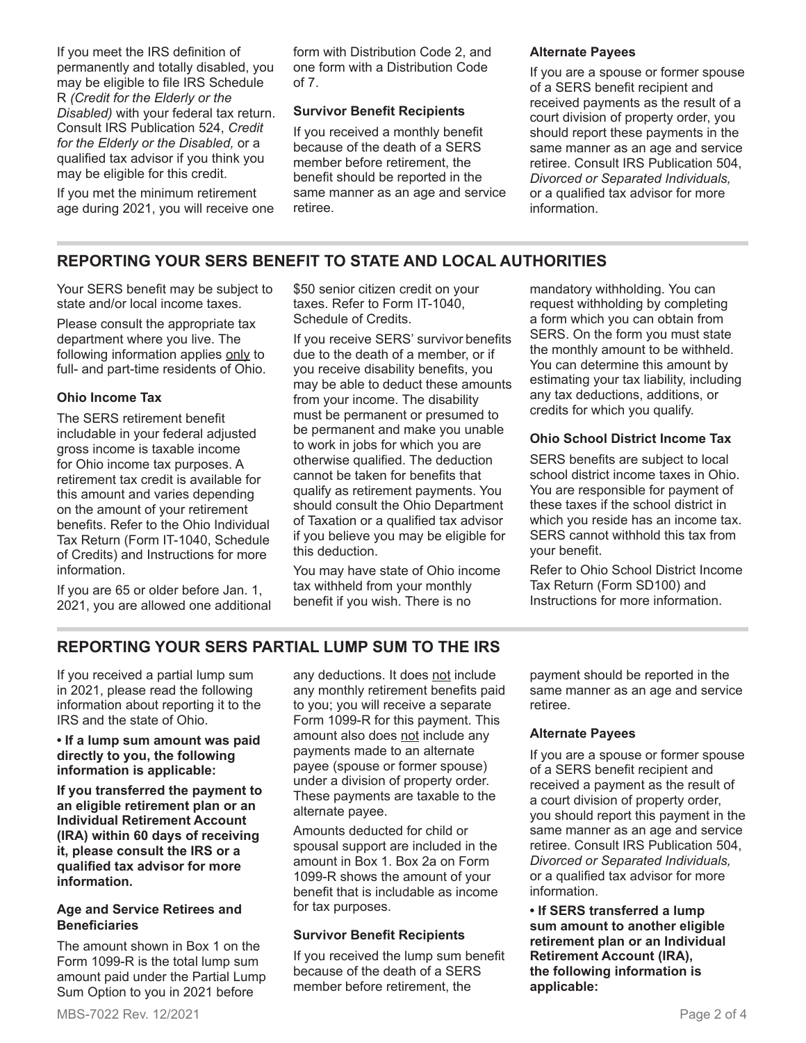If you meet the IRS definition of permanently and totally disabled, you may be eligible to file IRS Schedule R *(Credit for the Elderly or the Disabled)* with your federal tax return. Consult IRS Publication 524, *Credit for the Elderly or the Disabled,* or a qualified tax advisor if you think you may be eligible for this credit.

If you met the minimum retirement age during 2021, you will receive one form with Distribution Code 2, and one form with a Distribution Code of 7.

### Survivor Benefit Recipients

If you received a monthly benefit because of the death of a SERS member before retirement, the benefit should be reported in the same manner as an age and service retiree.

### Alternate Payees

If you are a spouse or former spouse of a SERS benefit recipient and received payments as the result of a court division of property order, you should report these payments in the same manner as an age and service retiree. Consult IRS Publication 504, *Divorced or Separated Individuals,* or a qualified tax advisor for more information.

## REPORTING YOUR SERS BENEFIT TO STATE AND LOCAL AUTHORITIES

Your SERS benefit may be subject to state and/or local income taxes.

Please consult the appropriate tax department where you live. The following information applies only to full- and part-time residents of Ohio.

### Ohio Income Tax

The SERS retirement benefit includable in your federal adjusted gross income is taxable income for Ohio income tax purposes. A retirement tax credit is available for this amount and varies depending on the amount of your retirement benefits. Refer to the Ohio Individual Tax Return (Form IT-1040, Schedule of Credits) and Instructions for more information.

If you are 65 or older before Jan. 1, 2021, you are allowed one additional $50 senior citizen credit on your taxes. Refer to Form IT-1040, Schedule of Credits.

If you receive SERS' survivor benefits due to the death of a member, or if you receive disability benefits, you may be able to deduct these amounts from your income. The disability must be permanent or presumed to be permanent and make you unable to work in jobs for which you are otherwise qualified. The deduction cannot be taken for benefits that qualify as retirement payments. You should consult the Ohio Department of Taxation or a qualified tax advisor if you believe you may be eligible for this deduction.

You may have state of Ohio income tax withheld from your monthly benefit if you wish. There is no mandatory withholding. You can request withholding by completing a form which you can obtain from SERS. On the form you must state the monthly amount to be withheld. You can determine this amount by estimating your tax liability, including any tax deductions, additions, or credits for which you qualify.

### Ohio School District Income Tax

SERS benefits are subject to local school district income taxes in Ohio. You are responsible for payment of these taxes if the school district in which you reside has an income tax. SERS cannot withhold this tax from your benefit.

Refer to Ohio School District Income Tax Return (Form SD100) and Instructions for more information.

## REPORTING YOUR SERS PARTIAL LUMP SUM TO THE IRS

If you received a partial lump sum in 2021, please read the following information about reporting it to the IRS and the state of Ohio.

**• If a lump sum amount was paid directly to you, the following information is applicable:**

**If you transferred the payment to an eligible retirement plan or an Individual Retirement Account (IRA) within 60 days of receiving it, please consult the IRS or a qualified tax advisor for more information.**

### Age and Service Retirees and Beneficiaries

The amount shown in Box 1 on the Form 1099-R is the total lump sum amount paid under the Partial Lump Sum Option to you in 2021 before any deductions. It does not include any monthly retirement benefits paid to you; you will receive a separate Form 1099-R for this payment. This amount also does not include any payments made to an alternate payee (spouse or former spouse) under a division of property order. These payments are taxable to the alternate payee.

Amounts deducted for child or spousal support are included in the amount in Box 1. Box 2a on Form 1099-R shows the amount of your benefit that is includable as income for tax purposes.

### Survivor Benefit Recipients

If you received the lump sum benefit because of the death of a SERS member before retirement, the payment should be reported in the same manner as an age and service retiree.

### Alternate Payees

If you are a spouse or former spouse of a SERS benefit recipient and received a payment as the result of a court division of property order, you should report this payment in the same manner as an age and service retiree. Consult IRS Publication 504, *Divorced or Separated Individuals,* or a qualified tax advisor for more information.

**• If SERS transferred a lump sum amount to another eligible retirement plan or an Individual Retirement Account (IRA), the following information is applicable:**

MBS-7022 Rev. 12/2021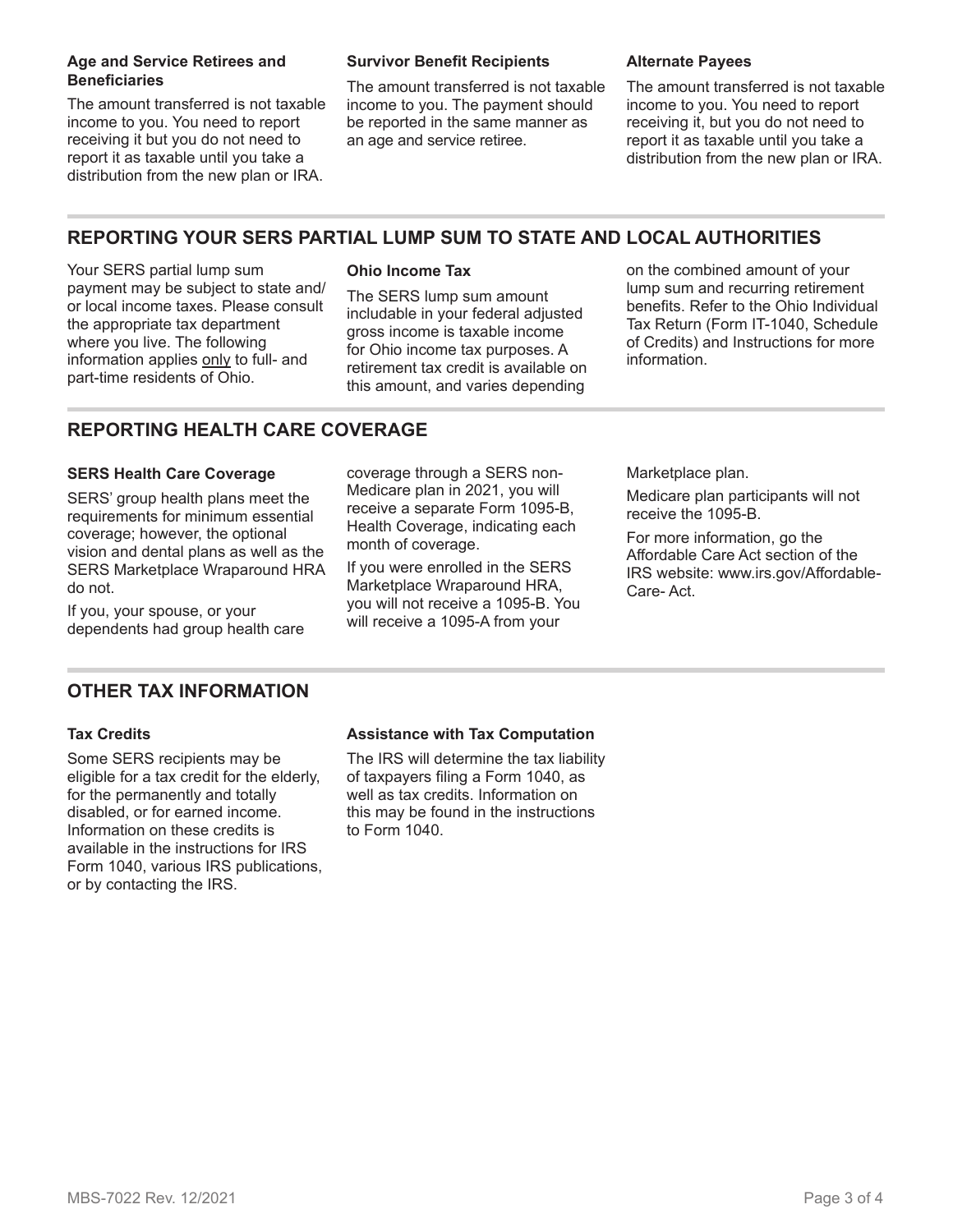### Age and Service Retirees and Beneficiaries

The amount transferred is not taxable income to you. You need to report receiving it but you do not need to report it as taxable until you take a distribution from the new plan or IRA.

### Survivor Benefit Recipients

The amount transferred is not taxable income to you. The payment should be reported in the same manner as an age and service retiree.

### Alternate Payees

The amount transferred is not taxable income to you. You need to report receiving it, but you do not need to report it as taxable until you take a distribution from the new plan or IRA.

## REPORTING YOUR SERS PARTIAL LUMP SUM TO STATE AND LOCAL AUTHORITIES

Your SERS partial lump sum payment may be subject to state and/or local income taxes. Please consult the appropriate tax department where you live. The following information applies only to full- and part-time residents of Ohio.

### Ohio Income Tax

The SERS lump sum amount includable in your federal adjusted gross income is taxable income for Ohio income tax purposes. A retirement tax credit is available on this amount, and varies depending on the combined amount of your lump sum and recurring retirement benefits. Refer to the Ohio Individual Tax Return (Form IT-1040, Schedule of Credits) and Instructions for more information.

## REPORTING HEALTH CARE COVERAGE

### SERS Health Care Coverage

SERS' group health plans meet the requirements for minimum essential coverage; however, the optional vision and dental plans as well as the SERS Marketplace Wraparound HRA do not.

If you, your spouse, or your dependents had group health care coverage through a SERS non-Medicare plan in 2021, you will receive a separate Form 1095-B, Health Coverage, indicating each month of coverage.

If you were enrolled in the SERS Marketplace Wraparound HRA, you will not receive a 1095-B. You will receive a 1095-A from your Marketplace plan.

Medicare plan participants will not receive the 1095-B.

For more information, go the Affordable Care Act section of the IRS website: www.irs.gov/Affordable-Care- Act.

## OTHER TAX INFORMATION

### Tax Credits

Some SERS recipients may be eligible for a tax credit for the elderly, for the permanently and totally disabled, or for earned income. Information on these credits is available in the instructions for IRS Form 1040, various IRS publications, or by contacting the IRS.

### Assistance with Tax Computation

The IRS will determine the tax liability of taxpayers filing a Form 1040, as well as tax credits. Information on this may be found in the instructions to Form 1040.

MBS-7022 Rev. 12/2021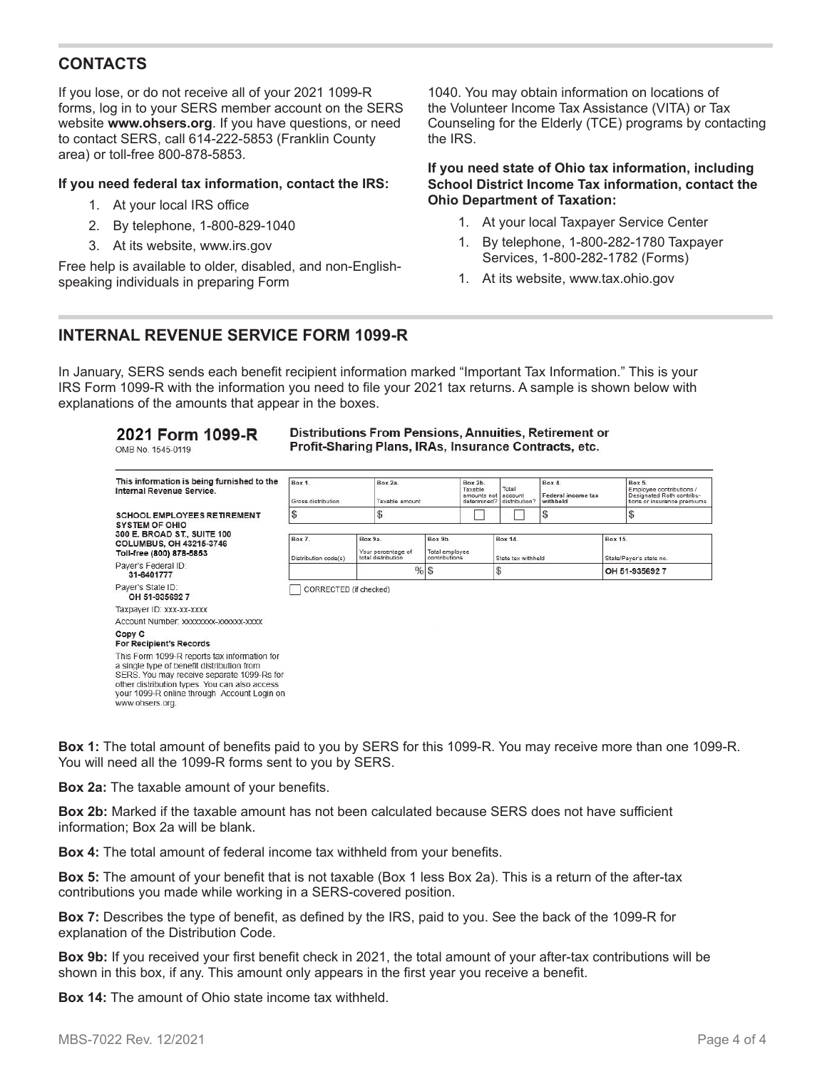## CONTACTS

If you lose, or do not receive all of your 2021 1099-R forms, log in to your SERS member account on the SERS website **www.ohsers.org**. If you have questions, or need to contact SERS, call 614-222-5853 (Franklin County area) or toll-free 800-878-5853.

**If you need federal tax information, contact the IRS:**

1. At your local IRS office
2. By telephone, 1-800-829-1040
3. At its website, www.irs.gov

Free help is available to older, disabled, and non-English-speaking individuals in preparing Form 1040. You may obtain information on locations of the Volunteer Income Tax Assistance (VITA) or Tax Counseling for the Elderly (TCE) programs by contacting the IRS.

**If you need state of Ohio tax information, including School District Income Tax information, contact the Ohio Department of Taxation:**

1. At your local Taxpayer Service Center
1. By telephone, 1-800-282-1780 Taxpayer Services, 1-800-282-1782 (Forms)
1. At its website, www.tax.ohio.gov

## INTERNAL REVENUE SERVICE FORM 1099-R

In January, SERS sends each benefit recipient information marked "Important Tax Information." This is your IRS Form 1099-R with the information you need to file your 2021 tax returns. A sample is shown below with explanations of the amounts that appear in the boxes.

**2021 Form 1099-R**
OMB No. 1545-0119

**Distributions From Pensions, Annuities, Retirement or Profit-Sharing Plans, IRAs, Insurance Contracts, etc.**

**This information is being furnished to the Internal Revenue Service.**

**SCHOOL EMPLOYEES RETIREMENT SYSTEM OF OHIO**
**300 E. BROAD ST., SUITE 100**
**COLUMBUS, OH 43215-3746**
**Toll-free (800) 878-5853**

Payer's Federal ID:
**31-6401777**

Payer's State ID:
**OH 51-935692 7**

Taxpayer ID: xxx-xx-xxxx

Account Number: xxxxxxxx-xxxxxx-xxxx

**Copy C**
**For Recipient's Records**

This Form 1099-R reports tax information for a single type of benefit distribution from SERS. You may receive separate 1099-Rs for other distribution types. You can also access your 1099-R online through Account Login on www.ohsers.org.

| Box 1. Gross distribution | Box 2a. Taxable amount | Box 2b. Taxable amounts not determined? | Total account distribution? | Box 4. Federal income tax withheld | Box 5. Employee contributions / Designated Roth contributions or insurance premiums |
|---|---|---|---|---|---|
| $ | $ | ☐ | ☐ | $ | $ |

| Box 7. Distribution code(s) | Box 9a. Your percentage of total distribution | Box 9b. Total employee contributions | Box 14. State tax withheld | Box 15. State/Payer's state no. |
|---|---|---|---|---|
| | % | $ | $ | OH 51-935692 7 |

☐ CORRECTED (if checked)

**Box 1:** The total amount of benefits paid to you by SERS for this 1099-R. You may receive more than one 1099-R. You will need all the 1099-R forms sent to you by SERS.

**Box 2a:** The taxable amount of your benefits.

**Box 2b:** Marked if the taxable amount has not been calculated because SERS does not have sufficient information; Box 2a will be blank.

**Box 4:** The total amount of federal income tax withheld from your benefits.

**Box 5:** The amount of your benefit that is not taxable (Box 1 less Box 2a). This is a return of the after-tax contributions you made while working in a SERS-covered position.

**Box 7:** Describes the type of benefit, as defined by the IRS, paid to you. See the back of the 1099-R for explanation of the Distribution Code.

**Box 9b:** If you received your first benefit check in 2021, the total amount of your after-tax contributions will be shown in this box, if any. This amount only appears in the first year you receive a benefit.

**Box 14:** The amount of Ohio state income tax withheld.

MBS-7022 Rev. 12/2021